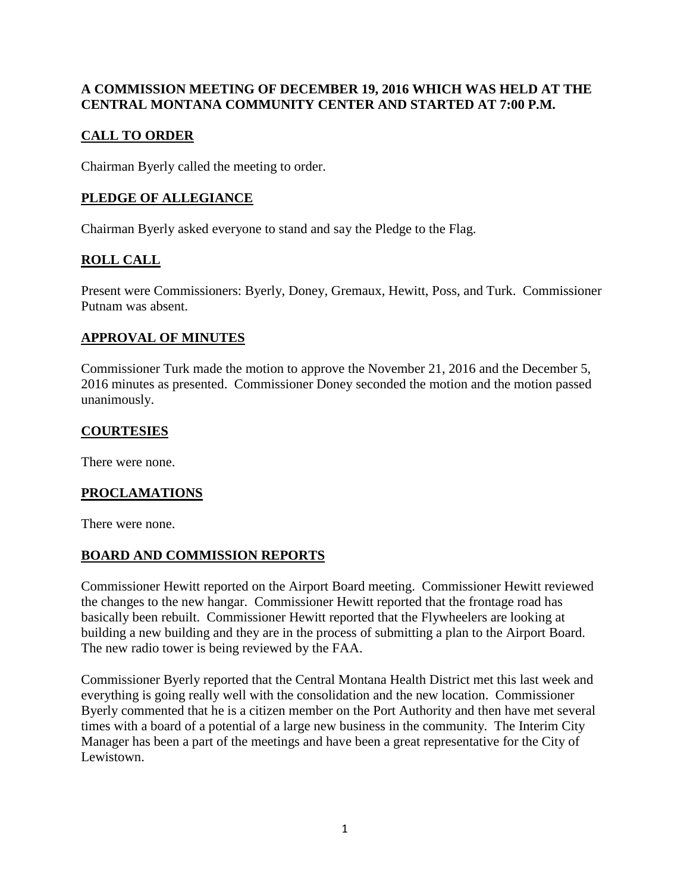**A COMMISSION MEETING OF DECEMBER 19, 2016 WHICH WAS HELD AT THE CENTRAL MONTANA COMMUNITY CENTER AND STARTED AT 7:00 P.M.**

## CALL TO ORDER

Chairman Byerly called the meeting to order.

## PLEDGE OF ALLEGIANCE

Chairman Byerly asked everyone to stand and say the Pledge to the Flag.

## ROLL CALL

Present were Commissioners: Byerly, Doney, Gremaux, Hewitt, Poss, and Turk. Commissioner Putnam was absent.

## APPROVAL OF MINUTES

Commissioner Turk made the motion to approve the November 21, 2016 and the December 5, 2016 minutes as presented. Commissioner Doney seconded the motion and the motion passed unanimously.

## COURTESIES

There were none.

## PROCLAMATIONS

There were none.

## BOARD AND COMMISSION REPORTS

Commissioner Hewitt reported on the Airport Board meeting. Commissioner Hewitt reviewed the changes to the new hangar. Commissioner Hewitt reported that the frontage road has basically been rebuilt. Commissioner Hewitt reported that the Flywheelers are looking at building a new building and they are in the process of submitting a plan to the Airport Board. The new radio tower is being reviewed by the FAA.

Commissioner Byerly reported that the Central Montana Health District met this last week and everything is going really well with the consolidation and the new location. Commissioner Byerly commented that he is a citizen member on the Port Authority and then have met several times with a board of a potential of a large new business in the community. The Interim City Manager has been a part of the meetings and have been a great representative for the City of Lewistown.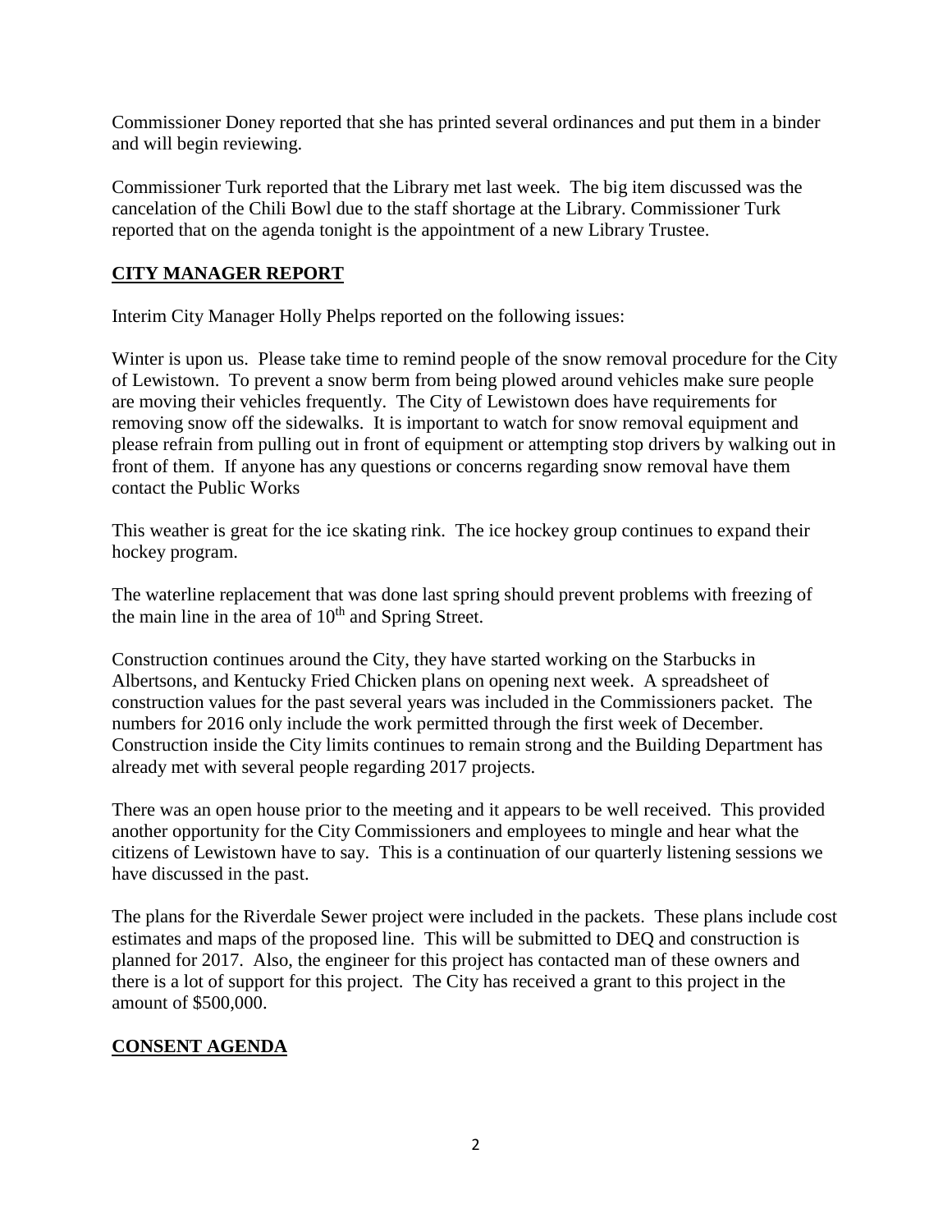Commissioner Doney reported that she has printed several ordinances and put them in a binder and will begin reviewing.

Commissioner Turk reported that the Library met last week. The big item discussed was the cancelation of the Chili Bowl due to the staff shortage at the Library. Commissioner Turk reported that on the agenda tonight is the appointment of a new Library Trustee.

## CITY MANAGER REPORT

Interim City Manager Holly Phelps reported on the following issues:

Winter is upon us. Please take time to remind people of the snow removal procedure for the City of Lewistown. To prevent a snow berm from being plowed around vehicles make sure people are moving their vehicles frequently. The City of Lewistown does have requirements for removing snow off the sidewalks. It is important to watch for snow removal equipment and please refrain from pulling out in front of equipment or attempting stop drivers by walking out in front of them. If anyone has any questions or concerns regarding snow removal have them contact the Public Works

This weather is great for the ice skating rink. The ice hockey group continues to expand their hockey program.

The waterline replacement that was done last spring should prevent problems with freezing of the main line in the area of 10th and Spring Street.

Construction continues around the City, they have started working on the Starbucks in Albertsons, and Kentucky Fried Chicken plans on opening next week. A spreadsheet of construction values for the past several years was included in the Commissioners packet. The numbers for 2016 only include the work permitted through the first week of December. Construction inside the City limits continues to remain strong and the Building Department has already met with several people regarding 2017 projects.

There was an open house prior to the meeting and it appears to be well received. This provided another opportunity for the City Commissioners and employees to mingle and hear what the citizens of Lewistown have to say. This is a continuation of our quarterly listening sessions we have discussed in the past.

The plans for the Riverdale Sewer project were included in the packets. These plans include cost estimates and maps of the proposed line. This will be submitted to DEQ and construction is planned for 2017. Also, the engineer for this project has contacted man of these owners and there is a lot of support for this project. The City has received a grant to this project in the amount of $500,000.

## CONSENT AGENDA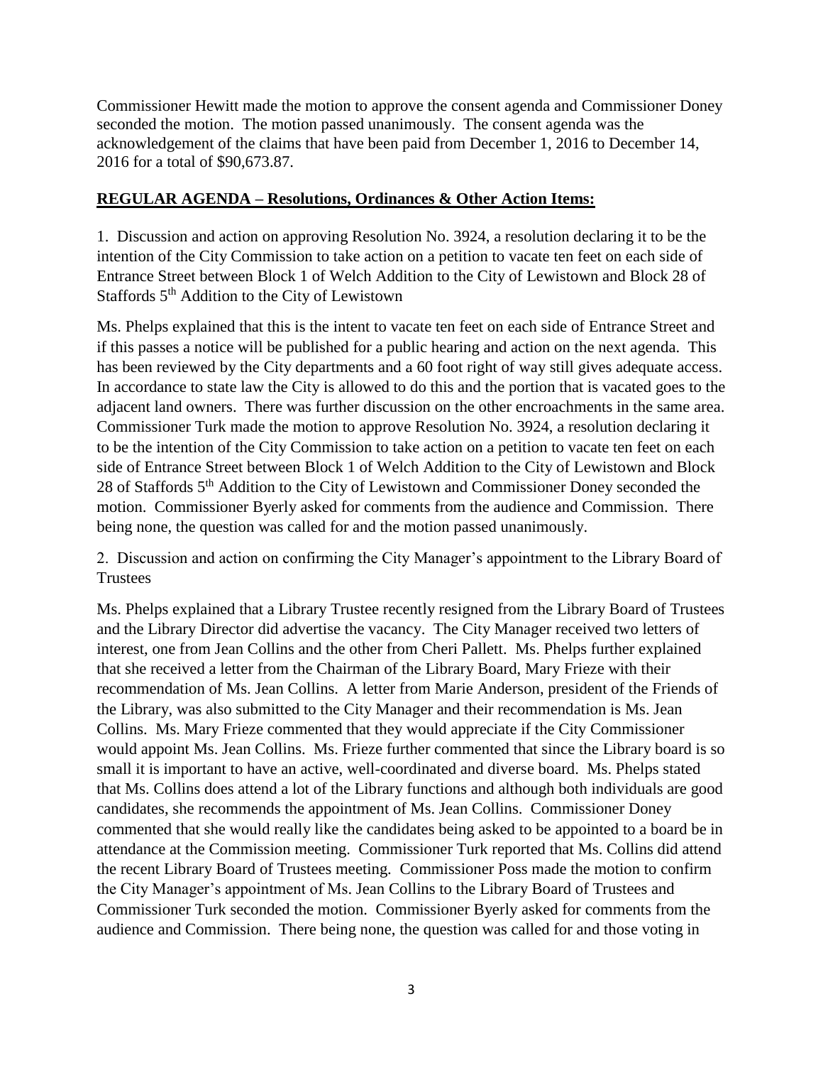Commissioner Hewitt made the motion to approve the consent agenda and Commissioner Doney seconded the motion. The motion passed unanimously. The consent agenda was the acknowledgement of the claims that have been paid from December 1, 2016 to December 14, 2016 for a total of $90,673.87.

**REGULAR AGENDA – Resolutions, Ordinances & Other Action Items:**

1. Discussion and action on approving Resolution No. 3924, a resolution declaring it to be the intention of the City Commission to take action on a petition to vacate ten feet on each side of Entrance Street between Block 1 of Welch Addition to the City of Lewistown and Block 28 of Staffords 5th Addition to the City of Lewistown

Ms. Phelps explained that this is the intent to vacate ten feet on each side of Entrance Street and if this passes a notice will be published for a public hearing and action on the next agenda. This has been reviewed by the City departments and a 60 foot right of way still gives adequate access. In accordance to state law the City is allowed to do this and the portion that is vacated goes to the adjacent land owners. There was further discussion on the other encroachments in the same area. Commissioner Turk made the motion to approve Resolution No. 3924, a resolution declaring it to be the intention of the City Commission to take action on a petition to vacate ten feet on each side of Entrance Street between Block 1 of Welch Addition to the City of Lewistown and Block 28 of Staffords 5th Addition to the City of Lewistown and Commissioner Doney seconded the motion. Commissioner Byerly asked for comments from the audience and Commission. There being none, the question was called for and the motion passed unanimously.

2. Discussion and action on confirming the City Manager's appointment to the Library Board of Trustees

Ms. Phelps explained that a Library Trustee recently resigned from the Library Board of Trustees and the Library Director did advertise the vacancy. The City Manager received two letters of interest, one from Jean Collins and the other from Cheri Pallett. Ms. Phelps further explained that she received a letter from the Chairman of the Library Board, Mary Frieze with their recommendation of Ms. Jean Collins. A letter from Marie Anderson, president of the Friends of the Library, was also submitted to the City Manager and their recommendation is Ms. Jean Collins. Ms. Mary Frieze commented that they would appreciate if the City Commissioner would appoint Ms. Jean Collins. Ms. Frieze further commented that since the Library board is so small it is important to have an active, well-coordinated and diverse board. Ms. Phelps stated that Ms. Collins does attend a lot of the Library functions and although both individuals are good candidates, she recommends the appointment of Ms. Jean Collins. Commissioner Doney commented that she would really like the candidates being asked to be appointed to a board be in attendance at the Commission meeting. Commissioner Turk reported that Ms. Collins did attend the recent Library Board of Trustees meeting. Commissioner Poss made the motion to confirm the City Manager's appointment of Ms. Jean Collins to the Library Board of Trustees and Commissioner Turk seconded the motion. Commissioner Byerly asked for comments from the audience and Commission. There being none, the question was called for and those voting in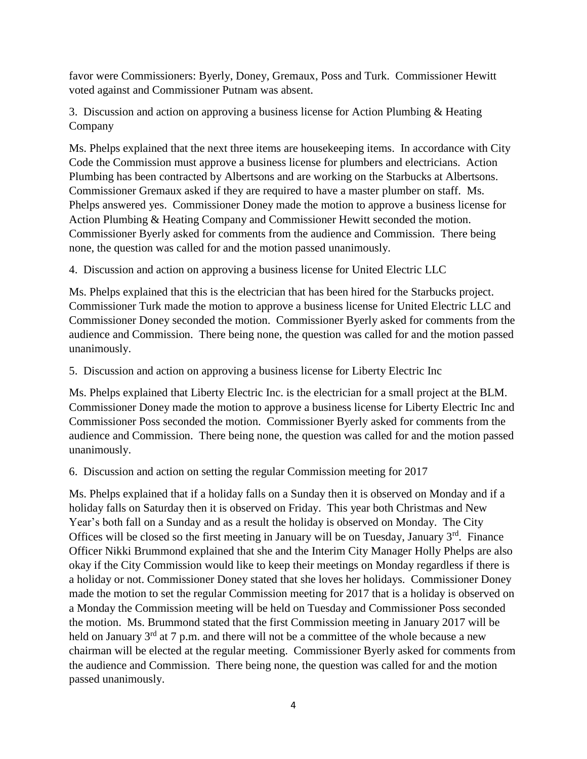favor were Commissioners: Byerly, Doney, Gremaux, Poss and Turk. Commissioner Hewitt voted against and Commissioner Putnam was absent.

3. Discussion and action on approving a business license for Action Plumbing & Heating Company

Ms. Phelps explained that the next three items are housekeeping items. In accordance with City Code the Commission must approve a business license for plumbers and electricians. Action Plumbing has been contracted by Albertsons and are working on the Starbucks at Albertsons. Commissioner Gremaux asked if they are required to have a master plumber on staff. Ms. Phelps answered yes. Commissioner Doney made the motion to approve a business license for Action Plumbing & Heating Company and Commissioner Hewitt seconded the motion. Commissioner Byerly asked for comments from the audience and Commission. There being none, the question was called for and the motion passed unanimously.

4. Discussion and action on approving a business license for United Electric LLC

Ms. Phelps explained that this is the electrician that has been hired for the Starbucks project. Commissioner Turk made the motion to approve a business license for United Electric LLC and Commissioner Doney seconded the motion. Commissioner Byerly asked for comments from the audience and Commission. There being none, the question was called for and the motion passed unanimously.

5. Discussion and action on approving a business license for Liberty Electric Inc

Ms. Phelps explained that Liberty Electric Inc. is the electrician for a small project at the BLM. Commissioner Doney made the motion to approve a business license for Liberty Electric Inc and Commissioner Poss seconded the motion. Commissioner Byerly asked for comments from the audience and Commission. There being none, the question was called for and the motion passed unanimously.

6. Discussion and action on setting the regular Commission meeting for 2017

Ms. Phelps explained that if a holiday falls on a Sunday then it is observed on Monday and if a holiday falls on Saturday then it is observed on Friday. This year both Christmas and New Year's both fall on a Sunday and as a result the holiday is observed on Monday. The City Offices will be closed so the first meeting in January will be on Tuesday, January 3rd. Finance Officer Nikki Brummond explained that she and the Interim City Manager Holly Phelps are also okay if the City Commission would like to keep their meetings on Monday regardless if there is a holiday or not. Commissioner Doney stated that she loves her holidays. Commissioner Doney made the motion to set the regular Commission meeting for 2017 that is a holiday is observed on a Monday the Commission meeting will be held on Tuesday and Commissioner Poss seconded the motion. Ms. Brummond stated that the first Commission meeting in January 2017 will be held on January 3rd at 7 p.m. and there will not be a committee of the whole because a new chairman will be elected at the regular meeting. Commissioner Byerly asked for comments from the audience and Commission. There being none, the question was called for and the motion passed unanimously.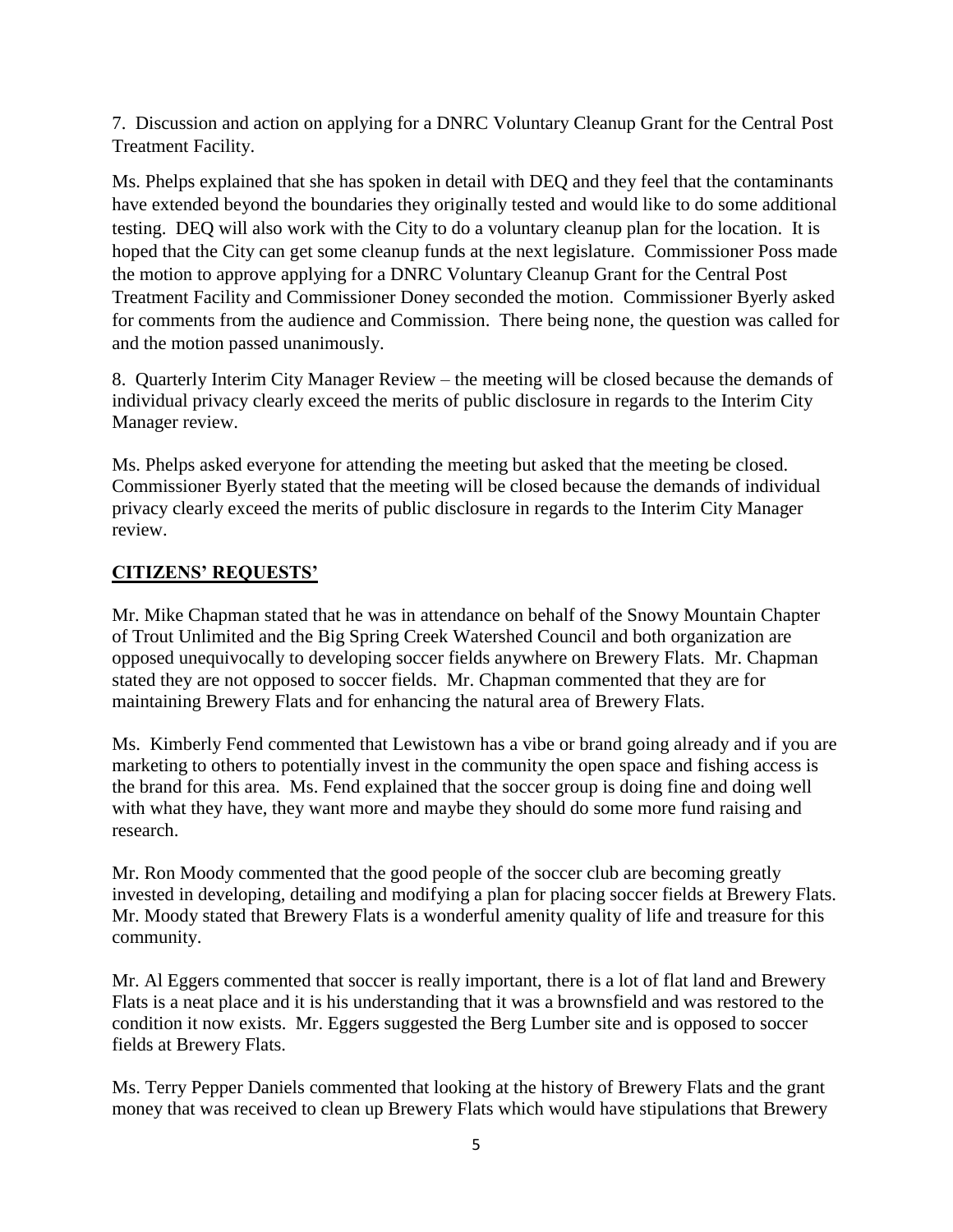7. Discussion and action on applying for a DNRC Voluntary Cleanup Grant for the Central Post Treatment Facility.

Ms. Phelps explained that she has spoken in detail with DEQ and they feel that the contaminants have extended beyond the boundaries they originally tested and would like to do some additional testing. DEQ will also work with the City to do a voluntary cleanup plan for the location. It is hoped that the City can get some cleanup funds at the next legislature. Commissioner Poss made the motion to approve applying for a DNRC Voluntary Cleanup Grant for the Central Post Treatment Facility and Commissioner Doney seconded the motion. Commissioner Byerly asked for comments from the audience and Commission. There being none, the question was called for and the motion passed unanimously.

8. Quarterly Interim City Manager Review – the meeting will be closed because the demands of individual privacy clearly exceed the merits of public disclosure in regards to the Interim City Manager review.

Ms. Phelps asked everyone for attending the meeting but asked that the meeting be closed. Commissioner Byerly stated that the meeting will be closed because the demands of individual privacy clearly exceed the merits of public disclosure in regards to the Interim City Manager review.

## CITIZENS' REQUESTS'

Mr. Mike Chapman stated that he was in attendance on behalf of the Snowy Mountain Chapter of Trout Unlimited and the Big Spring Creek Watershed Council and both organization are opposed unequivocally to developing soccer fields anywhere on Brewery Flats. Mr. Chapman stated they are not opposed to soccer fields. Mr. Chapman commented that they are for maintaining Brewery Flats and for enhancing the natural area of Brewery Flats.

Ms. Kimberly Fend commented that Lewistown has a vibe or brand going already and if you are marketing to others to potentially invest in the community the open space and fishing access is the brand for this area. Ms. Fend explained that the soccer group is doing fine and doing well with what they have, they want more and maybe they should do some more fund raising and research.

Mr. Ron Moody commented that the good people of the soccer club are becoming greatly invested in developing, detailing and modifying a plan for placing soccer fields at Brewery Flats. Mr. Moody stated that Brewery Flats is a wonderful amenity quality of life and treasure for this community.

Mr. Al Eggers commented that soccer is really important, there is a lot of flat land and Brewery Flats is a neat place and it is his understanding that it was a brownsfield and was restored to the condition it now exists. Mr. Eggers suggested the Berg Lumber site and is opposed to soccer fields at Brewery Flats.

Ms. Terry Pepper Daniels commented that looking at the history of Brewery Flats and the grant money that was received to clean up Brewery Flats which would have stipulations that Brewery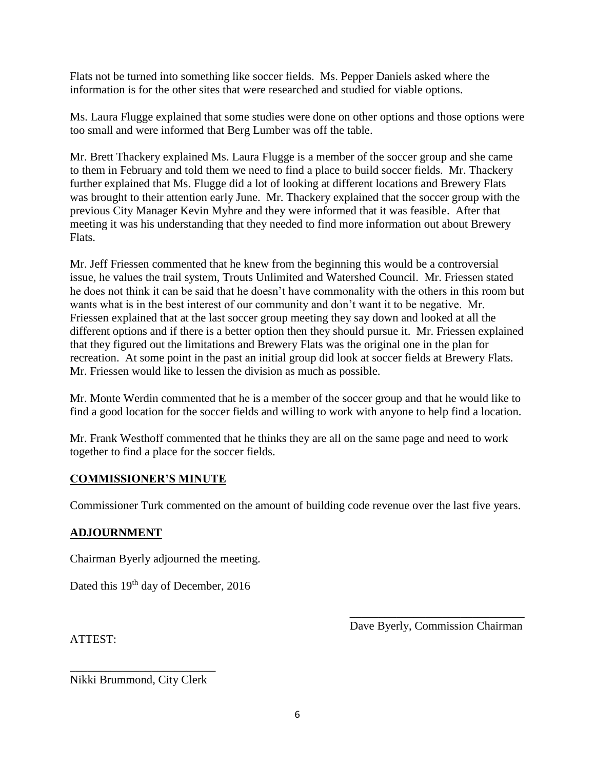Flats not be turned into something like soccer fields. Ms. Pepper Daniels asked where the information is for the other sites that were researched and studied for viable options.

Ms. Laura Flugge explained that some studies were done on other options and those options were too small and were informed that Berg Lumber was off the table.

Mr. Brett Thackery explained Ms. Laura Flugge is a member of the soccer group and she came to them in February and told them we need to find a place to build soccer fields. Mr. Thackery further explained that Ms. Flugge did a lot of looking at different locations and Brewery Flats was brought to their attention early June. Mr. Thackery explained that the soccer group with the previous City Manager Kevin Myhre and they were informed that it was feasible. After that meeting it was his understanding that they needed to find more information out about Brewery Flats.

Mr. Jeff Friessen commented that he knew from the beginning this would be a controversial issue, he values the trail system, Trouts Unlimited and Watershed Council. Mr. Friessen stated he does not think it can be said that he doesn't have commonality with the others in this room but wants what is in the best interest of our community and don't want it to be negative. Mr. Friessen explained that at the last soccer group meeting they say down and looked at all the different options and if there is a better option then they should pursue it. Mr. Friessen explained that they figured out the limitations and Brewery Flats was the original one in the plan for recreation. At some point in the past an initial group did look at soccer fields at Brewery Flats. Mr. Friessen would like to lessen the division as much as possible.

Mr. Monte Werdin commented that he is a member of the soccer group and that he would like to find a good location for the soccer fields and willing to work with anyone to help find a location.

Mr. Frank Westhoff commented that he thinks they are all on the same page and need to work together to find a place for the soccer fields.

## COMMISSIONER'S MINUTE

Commissioner Turk commented on the amount of building code revenue over the last five years.

## ADJOURNMENT

Chairman Byerly adjourned the meeting.

Dated this 19th day of December, 2016

\_\_\_\_\_\_\_\_\_\_\_\_\_\_\_\_\_\_\_\_\_\_\_\_\_\_\_\_\_\_
Dave Byerly, Commission Chairman

ATTEST:

\_\_\_\_\_\_\_\_\_\_\_\_\_\_\_\_\_\_\_\_\_\_\_\_\_\_
Nikki Brummond, City Clerk